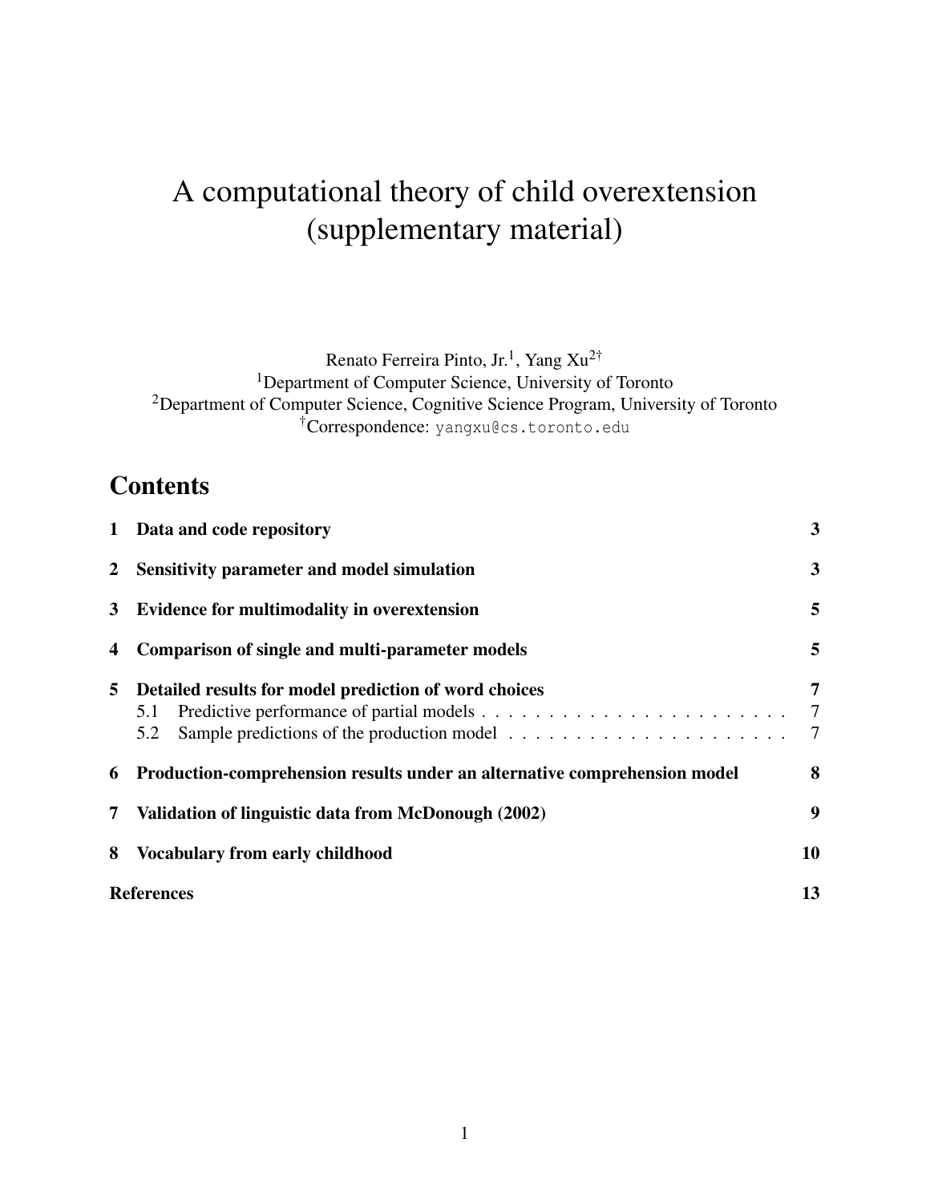# A computational theory of child overextension (supplementary material)

Renato Ferreira Pinto, Jr.[1], Yang Xu[2†]

[1]Department of Computer Science, University of Toronto

[2]Department of Computer Science, Cognitive Science Program, University of Toronto

[†]Correspondence: yangxu@cs.toronto.edu

## Contents

| | | |
|---|---|---|
| **1** | **Data and code repository** | **3** |
| **2** | **Sensitivity parameter and model simulation** | **3** |
| **3** | **Evidence for multimodality in overextension** | **5** |
| **4** | **Comparison of single and multi-parameter models** | **5** |
| **5** | **Detailed results for model prediction of word choices** | **7** |
| | 5.1 Predictive performance of partial models | 7 |
| | 5.2 Sample predictions of the production model | 7 |
| **6** | **Production-comprehension results under an alternative comprehension model** | **8** |
| **7** | **Validation of linguistic data from McDonough (2002)** | **9** |
| **8** | **Vocabulary from early childhood** | **10** |
| **References** | | **13** |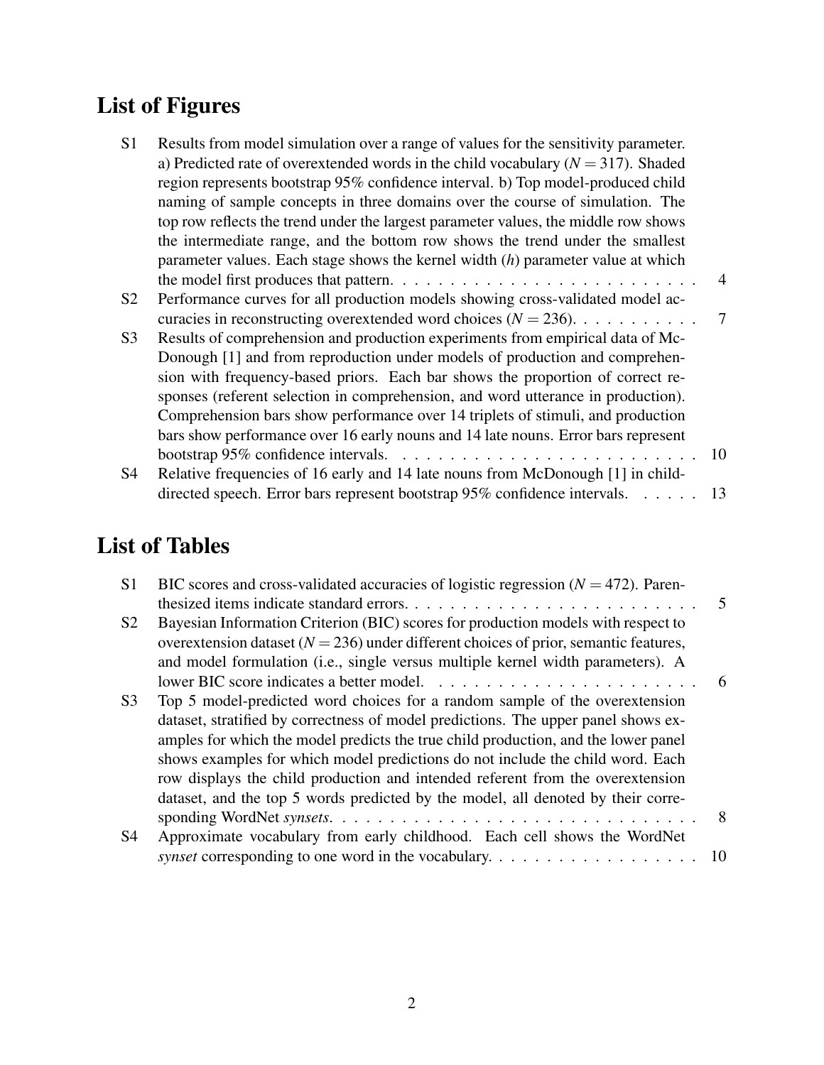# List of Figures

S1 Results from model simulation over a range of values for the sensitivity parameter. a) Predicted rate of overextended words in the child vocabulary ($N = 317$). Shaded region represents bootstrap 95% confidence interval. b) Top model-produced child naming of sample concepts in three domains over the course of simulation. The top row reflects the trend under the largest parameter values, the middle row shows the intermediate range, and the bottom row shows the trend under the smallest parameter values. Each stage shows the kernel width ($h$) parameter value at which the model first produces that pattern. . . . . . . . . . . . . . . . . . . . . . . . . . 4

S2 Performance curves for all production models showing cross-validated model accuracies in reconstructing overextended word choices ($N = 236$). . . . . . . . . . . 7

S3 Results of comprehension and production experiments from empirical data of McDonough [1] and from reproduction under models of production and comprehension with frequency-based priors. Each bar shows the proportion of correct responses (referent selection in comprehension, and word utterance in production). Comprehension bars show performance over 14 triplets of stimuli, and production bars show performance over 16 early nouns and 14 late nouns. Error bars represent bootstrap 95% confidence intervals. . . . . . . . . . . . . . . . . . . . . . . . . . 10

S4 Relative frequencies of 16 early and 14 late nouns from McDonough [1] in child-directed speech. Error bars represent bootstrap 95% confidence intervals. . . . . . 13

# List of Tables

S1 BIC scores and cross-validated accuracies of logistic regression ($N = 472$). Parenthesized items indicate standard errors. . . . . . . . . . . . . . . . . . . . . . . . . 5

S2 Bayesian Information Criterion (BIC) scores for production models with respect to overextension dataset ($N = 236$) under different choices of prior, semantic features, and model formulation (i.e., single versus multiple kernel width parameters). A lower BIC score indicates a better model. . . . . . . . . . . . . . . . . . . . . . . 6

S3 Top 5 model-predicted word choices for a random sample of the overextension dataset, stratified by correctness of model predictions. The upper panel shows examples for which the model predicts the true child production, and the lower panel shows examples for which model predictions do not include the child word. Each row displays the child production and intended referent from the overextension dataset, and the top 5 words predicted by the model, all denoted by their corresponding WordNet *synsets*. . . . . . . . . . . . . . . . . . . . . . . . . . . . . . . 8

S4 Approximate vocabulary from early childhood. Each cell shows the WordNet *synset* corresponding to one word in the vocabulary. . . . . . . . . . . . . . . . . . 10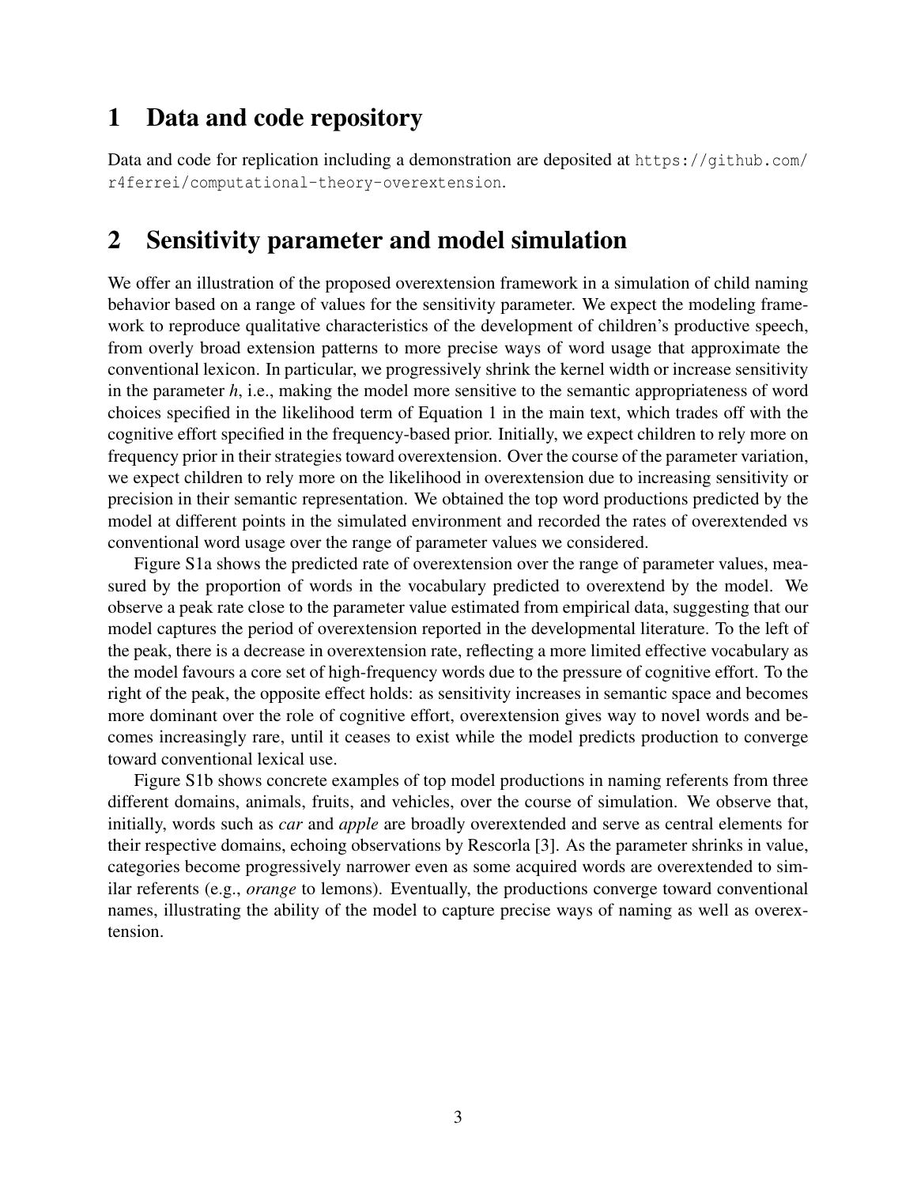# 1 Data and code repository

Data and code for replication including a demonstration are deposited at https://github.com/r4ferrei/computational-theory-overextension.

# 2 Sensitivity parameter and model simulation

We offer an illustration of the proposed overextension framework in a simulation of child naming behavior based on a range of values for the sensitivity parameter. We expect the modeling framework to reproduce qualitative characteristics of the development of children's productive speech, from overly broad extension patterns to more precise ways of word usage that approximate the conventional lexicon. In particular, we progressively shrink the kernel width or increase sensitivity in the parameter $h$, i.e., making the model more sensitive to the semantic appropriateness of word choices specified in the likelihood term of Equation 1 in the main text, which trades off with the cognitive effort specified in the frequency-based prior. Initially, we expect children to rely more on frequency prior in their strategies toward overextension. Over the course of the parameter variation, we expect children to rely more on the likelihood in overextension due to increasing sensitivity or precision in their semantic representation. We obtained the top word productions predicted by the model at different points in the simulated environment and recorded the rates of overextended vs conventional word usage over the range of parameter values we considered.

Figure S1a shows the predicted rate of overextension over the range of parameter values, measured by the proportion of words in the vocabulary predicted to overextend by the model. We observe a peak rate close to the parameter value estimated from empirical data, suggesting that our model captures the period of overextension reported in the developmental literature. To the left of the peak, there is a decrease in overextension rate, reflecting a more limited effective vocabulary as the model favours a core set of high-frequency words due to the pressure of cognitive effort. To the right of the peak, the opposite effect holds: as sensitivity increases in semantic space and becomes more dominant over the role of cognitive effort, overextension gives way to novel words and becomes increasingly rare, until it ceases to exist while the model predicts production to converge toward conventional lexical use.

Figure S1b shows concrete examples of top model productions in naming referents from three different domains, animals, fruits, and vehicles, over the course of simulation. We observe that, initially, words such as *car* and *apple* are broadly overextended and serve as central elements for their respective domains, echoing observations by Rescorla [3]. As the parameter shrinks in value, categories become progressively narrower even as some acquired words are overextended to similar referents (e.g., *orange* to lemons). Eventually, the productions converge toward conventional names, illustrating the ability of the model to capture precise ways of naming as well as overextension.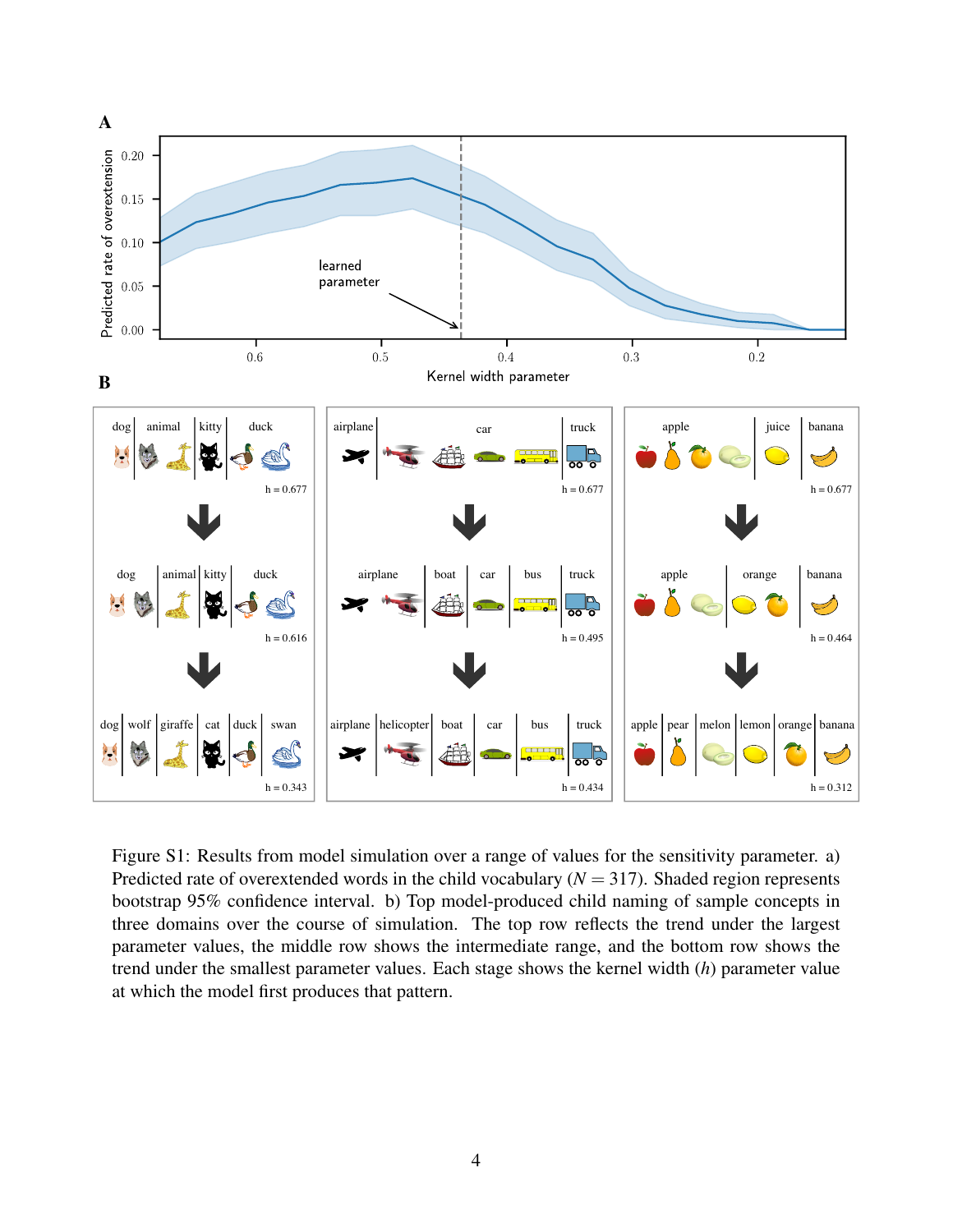Figure S1: Results from model simulation over a range of values for the sensitivity parameter. a) Predicted rate of overextended words in the child vocabulary ($N = 317$). Shaded region represents bootstrap 95% confidence interval. b) Top model-produced child naming of sample concepts in three domains over the course of simulation. The top row reflects the trend under the largest parameter values, the middle row shows the intermediate range, and the bottom row shows the trend under the smallest parameter values. Each stage shows the kernel width ($h$) parameter value at which the model first produces that pattern.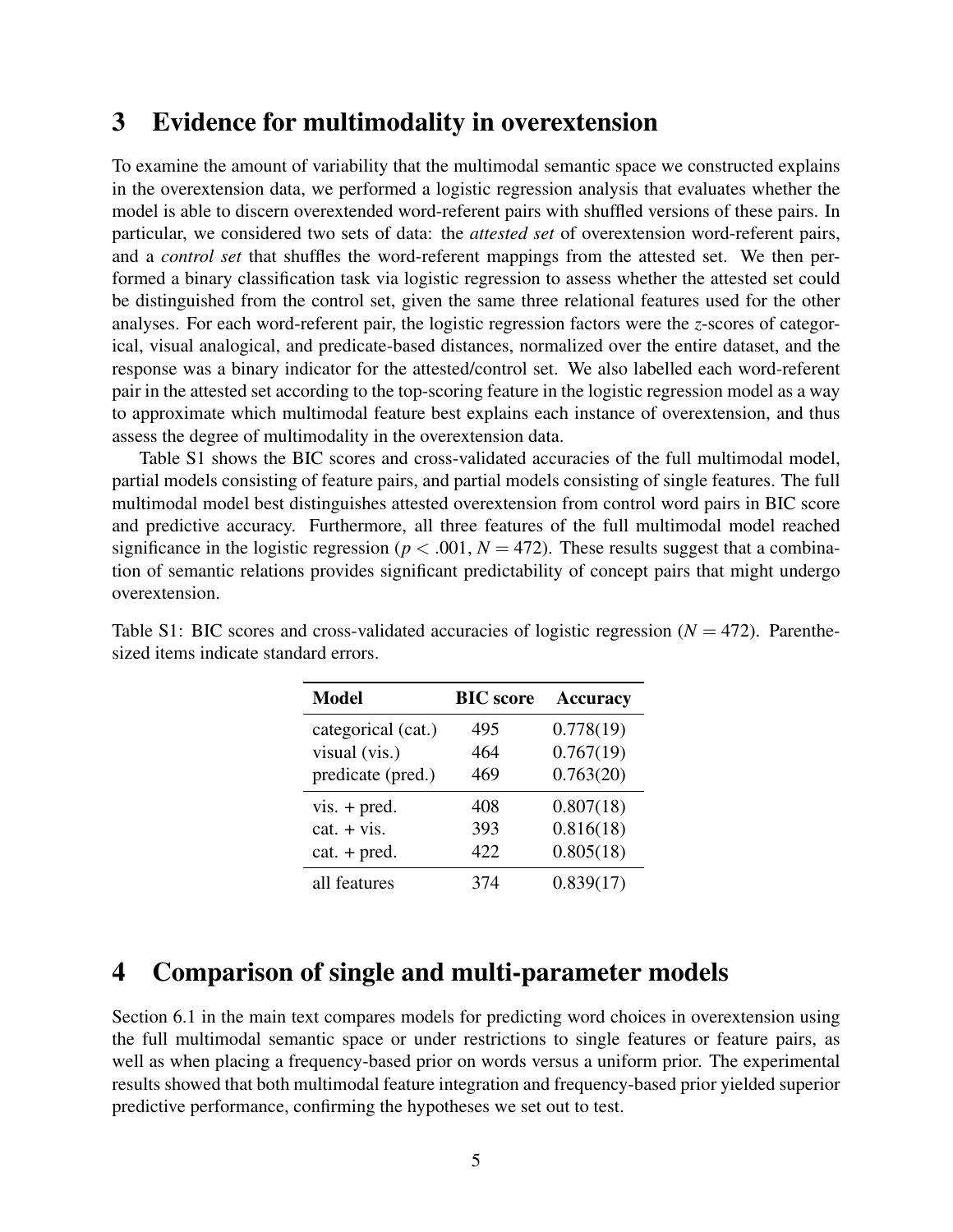# 3 Evidence for multimodality in overextension

To examine the amount of variability that the multimodal semantic space we constructed explains in the overextension data, we performed a logistic regression analysis that evaluates whether the model is able to discern overextended word-referent pairs with shuffled versions of these pairs. In particular, we considered two sets of data: the *attested set* of overextension word-referent pairs, and a *control set* that shuffles the word-referent mappings from the attested set. We then performed a binary classification task via logistic regression to assess whether the attested set could be distinguished from the control set, given the same three relational features used for the other analyses. For each word-referent pair, the logistic regression factors were the $z$-scores of categorical, visual analogical, and predicate-based distances, normalized over the entire dataset, and the response was a binary indicator for the attested/control set. We also labelled each word-referent pair in the attested set according to the top-scoring feature in the logistic regression model as a way to approximate which multimodal feature best explains each instance of overextension, and thus assess the degree of multimodality in the overextension data.

Table S1 shows the BIC scores and cross-validated accuracies of the full multimodal model, partial models consisting of feature pairs, and partial models consisting of single features. The full multimodal model best distinguishes attested overextension from control word pairs in BIC score and predictive accuracy. Furthermore, all three features of the full multimodal model reached significance in the logistic regression ($p < .001$, $N = 472$). These results suggest that a combination of semantic relations provides significant predictability of concept pairs that might undergo overextension.

Table S1: BIC scores and cross-validated accuracies of logistic regression ($N = 472$). Parenthesized items indicate standard errors.

| Model | BIC score | Accuracy |
|---|---|---|
| categorical (cat.) | 495 | 0.778(19) |
| visual (vis.) | 464 | 0.767(19) |
| predicate (pred.) | 469 | 0.763(20) |
| vis. + pred. | 408 | 0.807(18) |
| cat. + vis. | 393 | 0.816(18) |
| cat. + pred. | 422 | 0.805(18) |
| all features | 374 | 0.839(17) |

# 4 Comparison of single and multi-parameter models

Section 6.1 in the main text compares models for predicting word choices in overextension using the full multimodal semantic space or under restrictions to single features or feature pairs, as well as when placing a frequency-based prior on words versus a uniform prior. The experimental results showed that both multimodal feature integration and frequency-based prior yielded superior predictive performance, confirming the hypotheses we set out to test.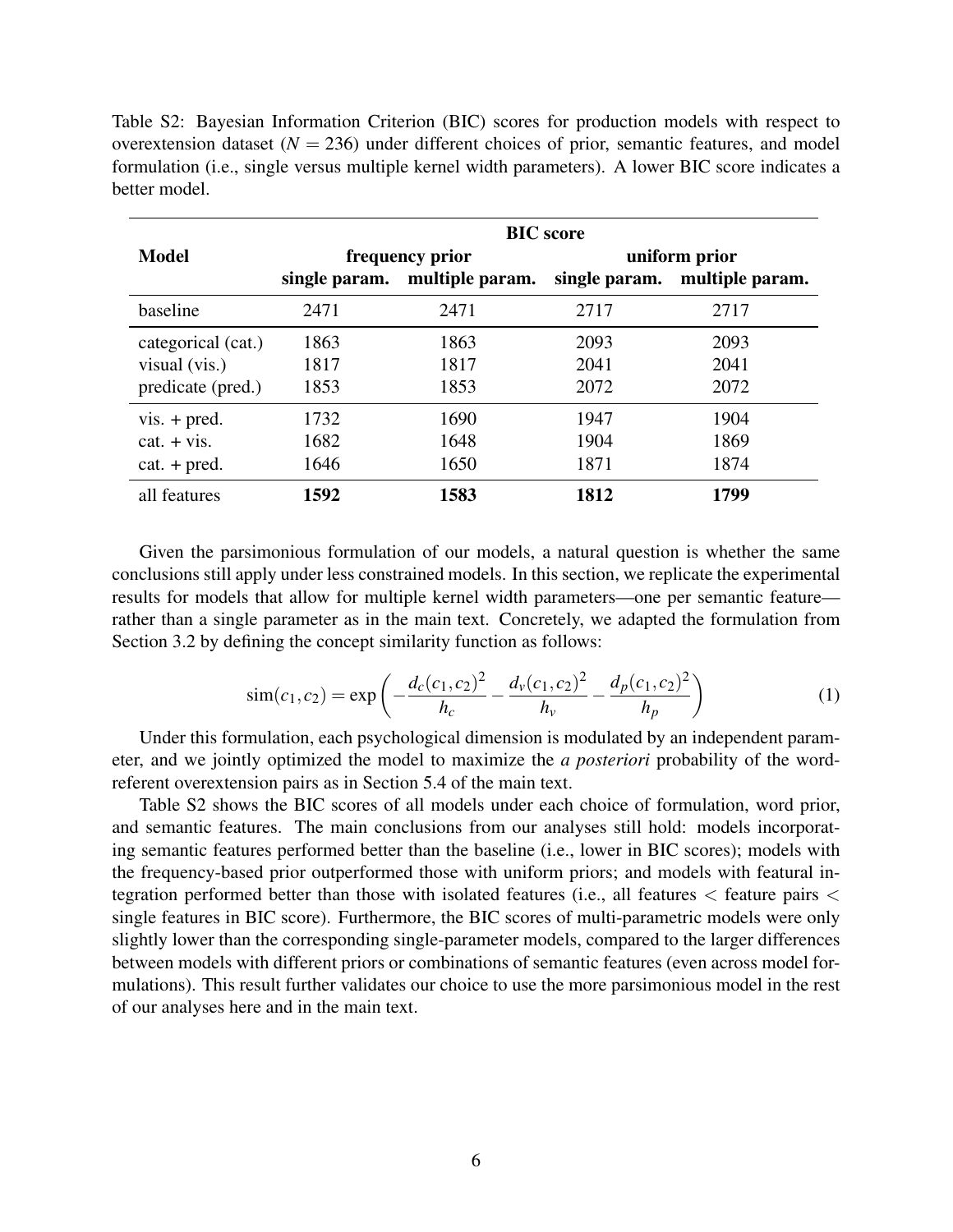Table S2: Bayesian Information Criterion (BIC) scores for production models with respect to overextension dataset ($N = 236$) under different choices of prior, semantic features, and model formulation (i.e., single versus multiple kernel width parameters). A lower BIC score indicates a better model.

| **Model** | **BIC score** | | | |
|---|---|---|---|---|
| | **frequency prior** | | **uniform prior** | |
| | **single param.** | **multiple param.** | **single param.** | **multiple param.** |
| baseline | 2471 | 2471 | 2717 | 2717 |
| categorical (cat.) | 1863 | 1863 | 2093 | 2093 |
| visual (vis.) | 1817 | 1817 | 2041 | 2041 |
| predicate (pred.) | 1853 | 1853 | 2072 | 2072 |
| vis. + pred. | 1732 | 1690 | 1947 | 1904 |
| cat. + vis. | 1682 | 1648 | 1904 | 1869 |
| cat. + pred. | 1646 | 1650 | 1871 | 1874 |
| all features | **1592** | **1583** | **1812** | **1799** |

Given the parsimonious formulation of our models, a natural question is whether the same conclusions still apply under less constrained models. In this section, we replicate the experimental results for models that allow for multiple kernel width parameters—one per semantic feature—rather than a single parameter as in the main text. Concretely, we adapted the formulation from Section 3.2 by defining the concept similarity function as follows:

$$\text{sim}(c_1, c_2) = \exp\left(-\frac{d_c(c_1, c_2)^2}{h_c} - \frac{d_v(c_1, c_2)^2}{h_v} - \frac{d_p(c_1, c_2)^2}{h_p}\right) \tag{1}$$

Under this formulation, each psychological dimension is modulated by an independent parameter, and we jointly optimized the model to maximize the *a posteriori* probability of the word-referent overextension pairs as in Section 5.4 of the main text.

Table S2 shows the BIC scores of all models under each choice of formulation, word prior, and semantic features. The main conclusions from our analyses still hold: models incorporating semantic features performed better than the baseline (i.e., lower in BIC scores); models with the frequency-based prior outperformed those with uniform priors; and models with featural integration performed better than those with isolated features (i.e., all features $<$ feature pairs $<$ single features in BIC score). Furthermore, the BIC scores of multi-parametric models were only slightly lower than the corresponding single-parameter models, compared to the larger differences between models with different priors or combinations of semantic features (even across model formulations). This result further validates our choice to use the more parsimonious model in the rest of our analyses here and in the main text.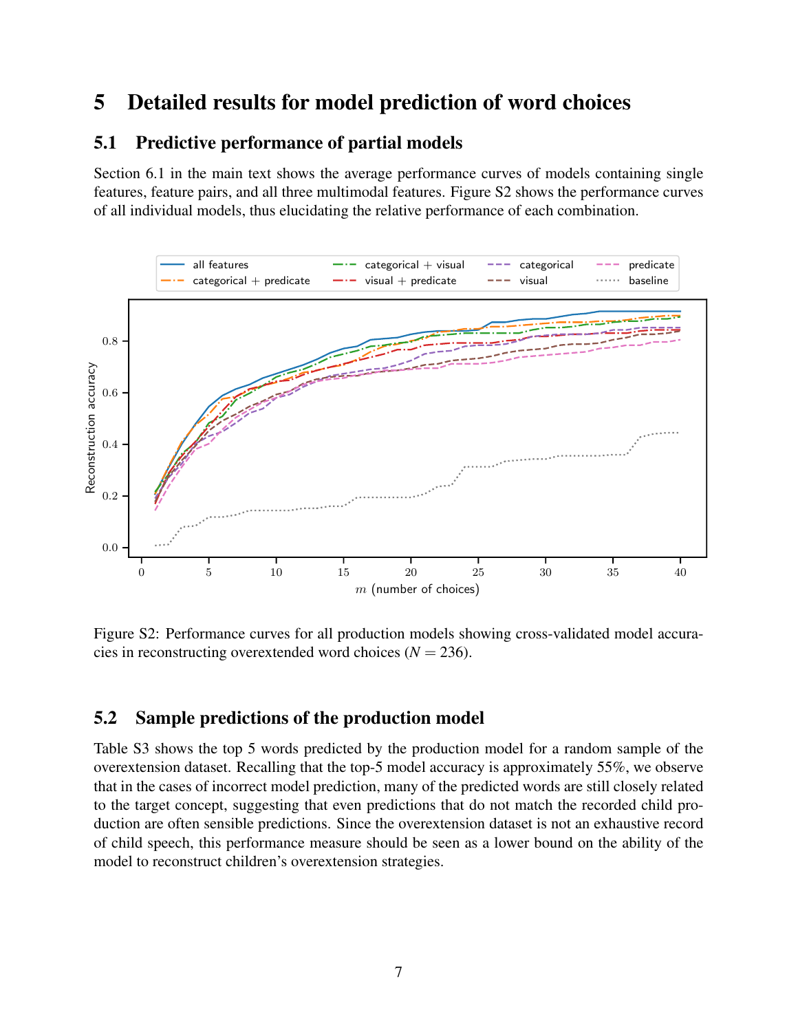# 5 Detailed results for model prediction of word choices

## 5.1 Predictive performance of partial models

Section 6.1 in the main text shows the average performance curves of models containing single features, feature pairs, and all three multimodal features. Figure S2 shows the performance curves of all individual models, thus elucidating the relative performance of each combination.

Figure S2: Performance curves for all production models showing cross-validated model accuracies in reconstructing overextended word choices ($N = 236$).

## 5.2 Sample predictions of the production model

Table S3 shows the top 5 words predicted by the production model for a random sample of the overextension dataset. Recalling that the top-5 model accuracy is approximately 55%, we observe that in the cases of incorrect model prediction, many of the predicted words are still closely related to the target concept, suggesting that even predictions that do not match the recorded child production are often sensible predictions. Since the overextension dataset is not an exhaustive record of child speech, this performance measure should be seen as a lower bound on the ability of the model to reconstruct children's overextension strategies.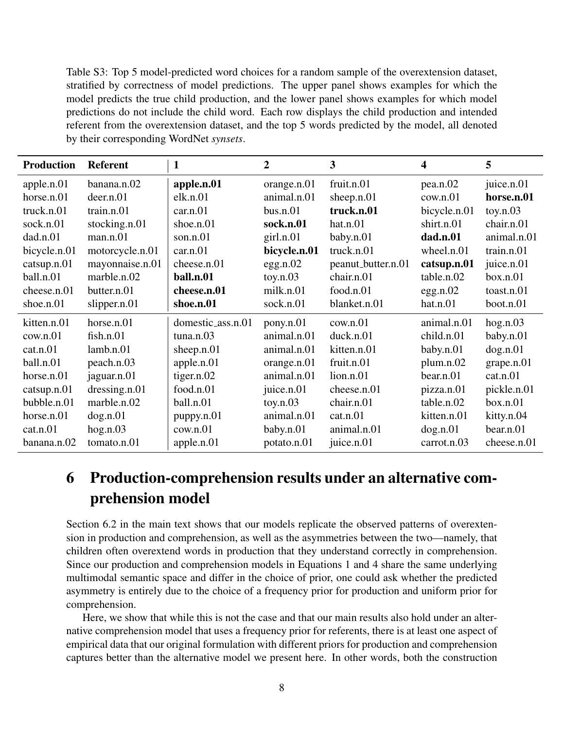Table S3: Top 5 model-predicted word choices for a random sample of the overextension dataset, stratified by correctness of model predictions. The upper panel shows examples for which the model predicts the true child production, and the lower panel shows examples for which model predictions do not include the child word. Each row displays the child production and intended referent from the overextension dataset, and the top 5 words predicted by the model, all denoted by their corresponding WordNet *synsets*.

| **Production** | **Referent** | **1** | **2** | **3** | **4** | **5** |
|---|---|---|---|---|---|---|
| apple.n.01 | banana.n.02 | **apple.n.01** | orange.n.01 | fruit.n.01 | pea.n.02 | juice.n.01 |
| horse.n.01 | deer.n.01 | elk.n.01 | animal.n.01 | sheep.n.01 | cow.n.01 | **horse.n.01** |
| truck.n.01 | train.n.01 | car.n.01 | bus.n.01 | **truck.n.01** | bicycle.n.01 | toy.n.03 |
| sock.n.01 | stocking.n.01 | shoe.n.01 | **sock.n.01** | hat.n.01 | shirt.n.01 | chair.n.01 |
| dad.n.01 | man.n.01 | son.n.01 | girl.n.01 | baby.n.01 | **dad.n.01** | animal.n.01 |
| bicycle.n.01 | motorcycle.n.01 | car.n.01 | **bicycle.n.01** | truck.n.01 | wheel.n.01 | train.n.01 |
| catsup.n.01 | mayonnaise.n.01 | cheese.n.01 | egg.n.02 | peanut_butter.n.01 | **catsup.n.01** | juice.n.01 |
| ball.n.01 | marble.n.02 | **ball.n.01** | toy.n.03 | chair.n.01 | table.n.02 | box.n.01 |
| cheese.n.01 | butter.n.01 | **cheese.n.01** | milk.n.01 | food.n.01 | egg.n.02 | toast.n.01 |
| shoe.n.01 | slipper.n.01 | **shoe.n.01** | sock.n.01 | blanket.n.01 | hat.n.01 | boot.n.01 |
| kitten.n.01 | horse.n.01 | domestic_ass.n.01 | pony.n.01 | cow.n.01 | animal.n.01 | hog.n.03 |
| cow.n.01 | fish.n.01 | tuna.n.03 | animal.n.01 | duck.n.01 | child.n.01 | baby.n.01 |
| cat.n.01 | lamb.n.01 | sheep.n.01 | animal.n.01 | kitten.n.01 | baby.n.01 | dog.n.01 |
| ball.n.01 | peach.n.03 | apple.n.01 | orange.n.01 | fruit.n.01 | plum.n.02 | grape.n.01 |
| horse.n.01 | jaguar.n.01 | tiger.n.02 | animal.n.01 | lion.n.01 | bear.n.01 | cat.n.01 |
| catsup.n.01 | dressing.n.01 | food.n.01 | juice.n.01 | cheese.n.01 | pizza.n.01 | pickle.n.01 |
| bubble.n.01 | marble.n.02 | ball.n.01 | toy.n.03 | chair.n.01 | table.n.02 | box.n.01 |
| horse.n.01 | dog.n.01 | puppy.n.01 | animal.n.01 | cat.n.01 | kitten.n.01 | kitty.n.04 |
| cat.n.01 | hog.n.03 | cow.n.01 | baby.n.01 | animal.n.01 | dog.n.01 | bear.n.01 |
| banana.n.02 | tomato.n.01 | apple.n.01 | potato.n.01 | juice.n.01 | carrot.n.03 | cheese.n.01 |

# 6 Production-comprehension results under an alternative comprehension model

Section 6.2 in the main text shows that our models replicate the observed patterns of overextension in production and comprehension, as well as the asymmetries between the two—namely, that children often overextend words in production that they understand correctly in comprehension. Since our production and comprehension models in Equations 1 and 4 share the same underlying multimodal semantic space and differ in the choice of prior, one could ask whether the predicted asymmetry is entirely due to the choice of a frequency prior for production and uniform prior for comprehension.

Here, we show that while this is not the case and that our main results also hold under an alternative comprehension model that uses a frequency prior for referents, there is at least one aspect of empirical data that our original formulation with different priors for production and comprehension captures better than the alternative model we present here. In other words, both the construction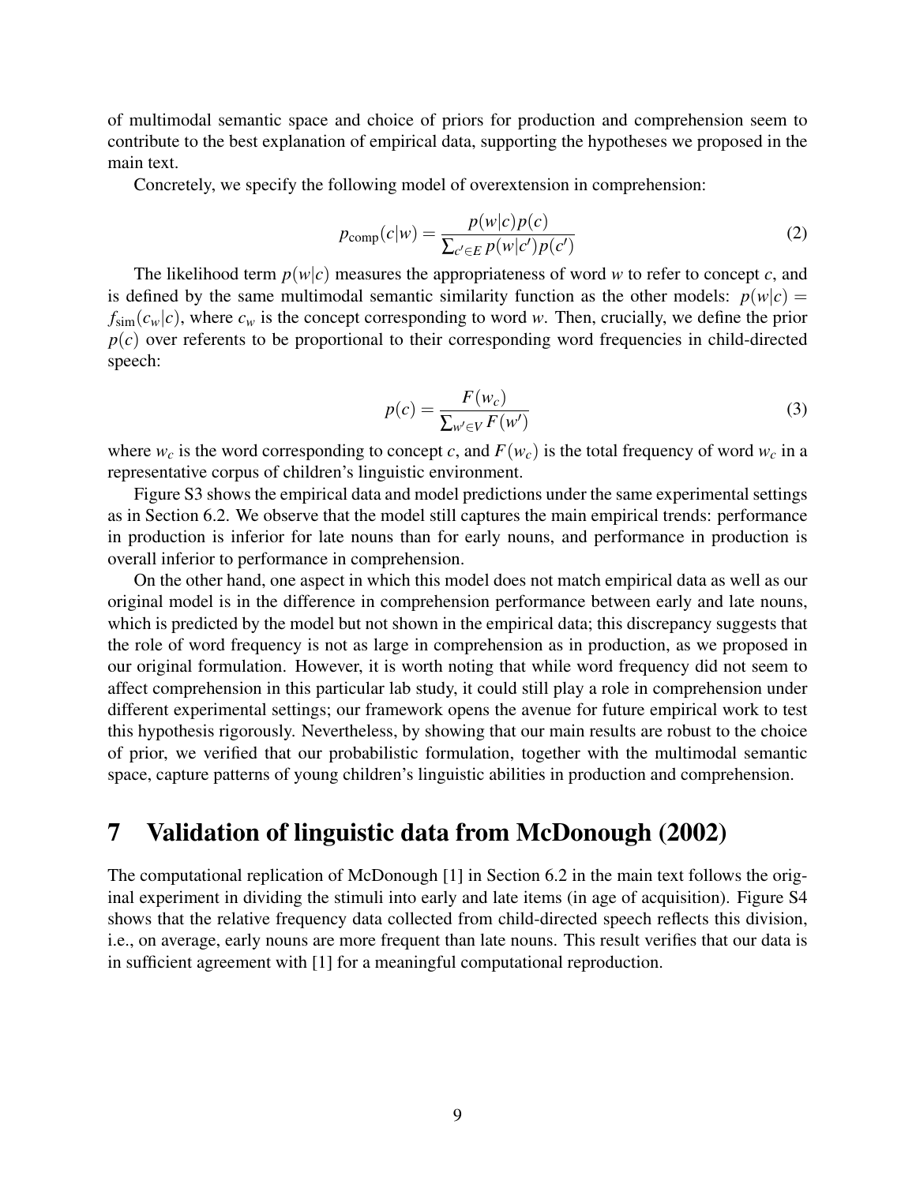of multimodal semantic space and choice of priors for production and comprehension seem to contribute to the best explanation of empirical data, supporting the hypotheses we proposed in the main text.

Concretely, we specify the following model of overextension in comprehension:

$$p_{\text{comp}}(c|w) = \frac{p(w|c)p(c)}{\sum_{c' \in E} p(w|c')p(c')} \tag{2}$$

The likelihood term $p(w|c)$ measures the appropriateness of word $w$ to refer to concept $c$, and is defined by the same multimodal semantic similarity function as the other models: $p(w|c) = f_{\text{sim}}(c_w|c)$, where $c_w$ is the concept corresponding to word $w$. Then, crucially, we define the prior $p(c)$ over referents to be proportional to their corresponding word frequencies in child-directed speech:

$$p(c) = \frac{F(w_c)}{\sum_{w' \in V} F(w')} \tag{3}$$

where $w_c$ is the word corresponding to concept $c$, and $F(w_c)$ is the total frequency of word $w_c$ in a representative corpus of children's linguistic environment.

Figure S3 shows the empirical data and model predictions under the same experimental settings as in Section 6.2. We observe that the model still captures the main empirical trends: performance in production is inferior for late nouns than for early nouns, and performance in production is overall inferior to performance in comprehension.

On the other hand, one aspect in which this model does not match empirical data as well as our original model is in the difference in comprehension performance between early and late nouns, which is predicted by the model but not shown in the empirical data; this discrepancy suggests that the role of word frequency is not as large in comprehension as in production, as we proposed in our original formulation. However, it is worth noting that while word frequency did not seem to affect comprehension in this particular lab study, it could still play a role in comprehension under different experimental settings; our framework opens the avenue for future empirical work to test this hypothesis rigorously. Nevertheless, by showing that our main results are robust to the choice of prior, we verified that our probabilistic formulation, together with the multimodal semantic space, capture patterns of young children's linguistic abilities in production and comprehension.

# 7 Validation of linguistic data from McDonough (2002)

The computational replication of McDonough [1] in Section 6.2 in the main text follows the original experiment in dividing the stimuli into early and late items (in age of acquisition). Figure S4 shows that the relative frequency data collected from child-directed speech reflects this division, i.e., on average, early nouns are more frequent than late nouns. This result verifies that our data is in sufficient agreement with [1] for a meaningful computational reproduction.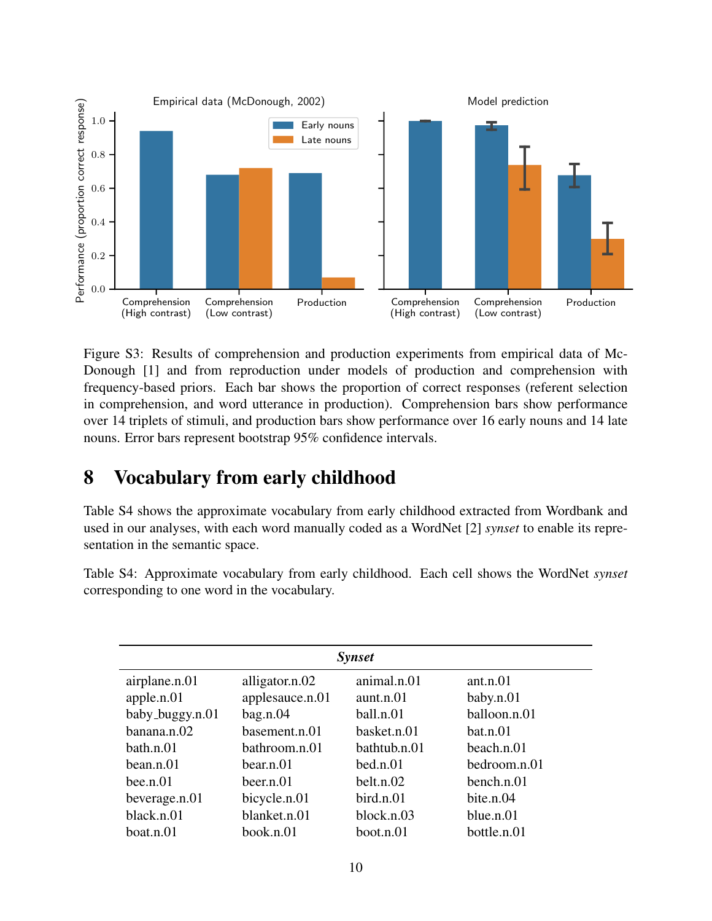Figure S3: Results of comprehension and production experiments from empirical data of McDonough [1] and from reproduction under models of production and comprehension with frequency-based priors. Each bar shows the proportion of correct responses (referent selection in comprehension, and word utterance in production). Comprehension bars show performance over 14 triplets of stimuli, and production bars show performance over 16 early nouns and 14 late nouns. Error bars represent bootstrap 95% confidence intervals.

# 8 Vocabulary from early childhood

Table S4 shows the approximate vocabulary from early childhood extracted from Wordbank and used in our analyses, with each word manually coded as a WordNet [2] *synset* to enable its representation in the semantic space.

Table S4: Approximate vocabulary from early childhood. Each cell shows the WordNet *synset* corresponding to one word in the vocabulary.

| ***Synset*** | | | |
|---|---|---|---|
| airplane.n.01 | alligator.n.02 | animal.n.01 | ant.n.01 |
| apple.n.01 | applesauce.n.01 | aunt.n.01 | baby.n.01 |
| baby_buggy.n.01 | bag.n.04 | ball.n.01 | balloon.n.01 |
| banana.n.02 | basement.n.01 | basket.n.01 | bat.n.01 |
| bath.n.01 | bathroom.n.01 | bathtub.n.01 | beach.n.01 |
| bean.n.01 | bear.n.01 | bed.n.01 | bedroom.n.01 |
| bee.n.01 | beer.n.01 | belt.n.02 | bench.n.01 |
| beverage.n.01 | bicycle.n.01 | bird.n.01 | bite.n.04 |
| black.n.01 | blanket.n.01 | block.n.03 | blue.n.01 |
| boat.n.01 | book.n.01 | boot.n.01 | bottle.n.01 |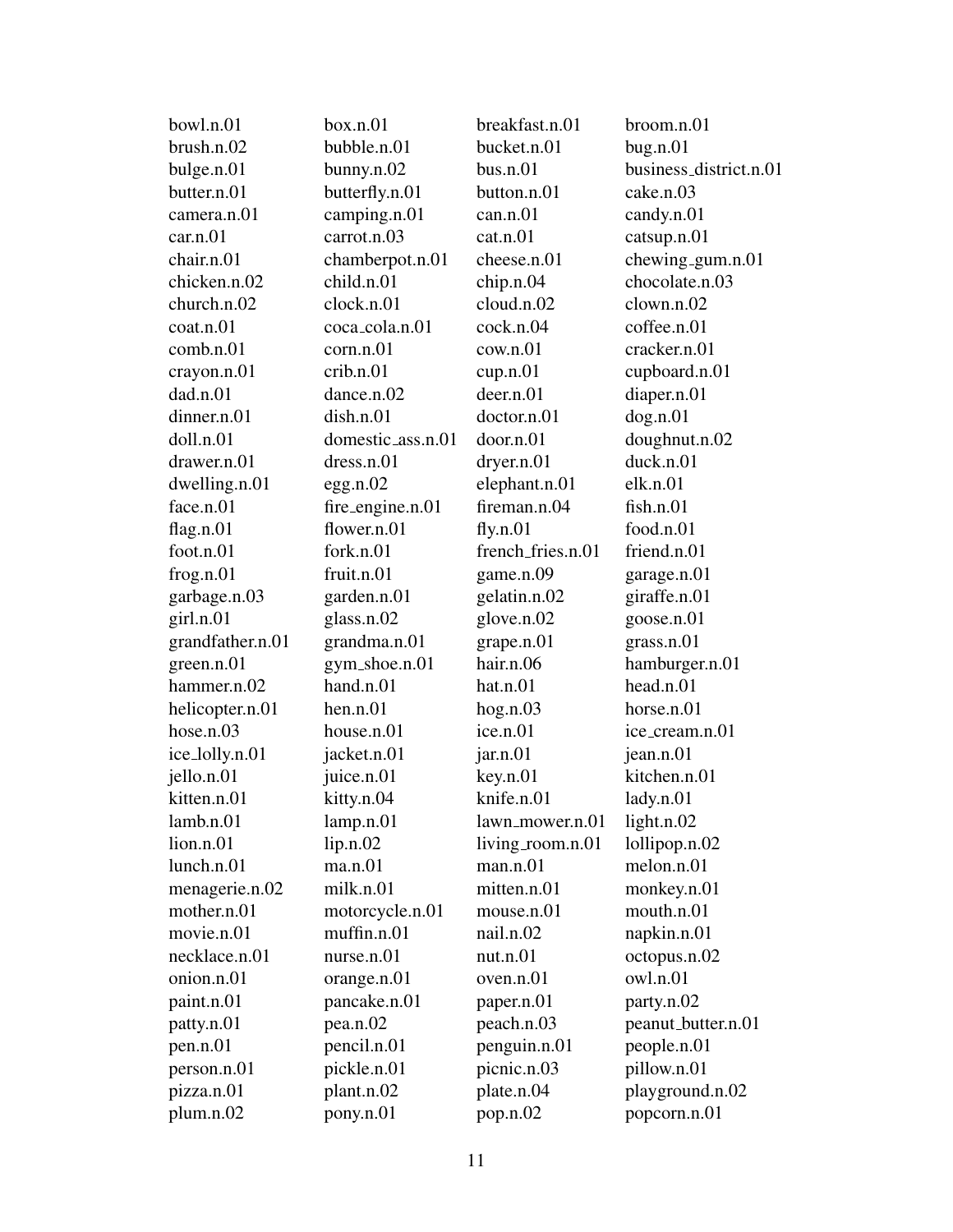bowl.n.01 box.n.01 breakfast.n.01 broom.n.01
brush.n.02 bubble.n.01 bucket.n.01 bug.n.01
bulge.n.01 bunny.n.02 bus.n.01 business_district.n.01
butter.n.01 butterfly.n.01 button.n.01 cake.n.03
camera.n.01 camping.n.01 can.n.01 candy.n.01
car.n.01 carrot.n.03 cat.n.01 catsup.n.01
chair.n.01 chamberpot.n.01 cheese.n.01 chewing_gum.n.01
chicken.n.02 child.n.01 chip.n.04 chocolate.n.03
church.n.02 clock.n.01 cloud.n.02 clown.n.02
coat.n.01 coca_cola.n.01 cock.n.04 coffee.n.01
comb.n.01 corn.n.01 cow.n.01 cracker.n.01
crayon.n.01 crib.n.01 cup.n.01 cupboard.n.01
dad.n.01 dance.n.02 deer.n.01 diaper.n.01
dinner.n.01 dish.n.01 doctor.n.01 dog.n.01
doll.n.01 domestic_ass.n.01 door.n.01 doughnut.n.02
drawer.n.01 dress.n.01 dryer.n.01 duck.n.01
dwelling.n.01 egg.n.02 elephant.n.01 elk.n.01
face.n.01 fire_engine.n.01 fireman.n.04 fish.n.01
flag.n.01 flower.n.01 fly.n.01 food.n.01
foot.n.01 fork.n.01 french_fries.n.01 friend.n.01
frog.n.01 fruit.n.01 game.n.09 garage.n.01
garbage.n.03 garden.n.01 gelatin.n.02 giraffe.n.01
girl.n.01 glass.n.02 glove.n.02 goose.n.01
grandfather.n.01 grandma.n.01 grape.n.01 grass.n.01
green.n.01 gym_shoe.n.01 hair.n.06 hamburger.n.01
hammer.n.02 hand.n.01 hat.n.01 head.n.01
helicopter.n.01 hen.n.01 hog.n.03 horse.n.01
hose.n.03 house.n.01 ice.n.01 ice_cream.n.01
ice_lolly.n.01 jacket.n.01 jar.n.01 jean.n.01
jello.n.01 juice.n.01 key.n.01 kitchen.n.01
kitten.n.01 kitty.n.04 knife.n.01 lady.n.01
lamb.n.01 lamp.n.01 lawn_mower.n.01 light.n.02
lion.n.01 lip.n.02 living_room.n.01 lollipop.n.02
lunch.n.01 ma.n.01 man.n.01 melon.n.01
menagerie.n.02 milk.n.01 mitten.n.01 monkey.n.01
mother.n.01 motorcycle.n.01 mouse.n.01 mouth.n.01
movie.n.01 muffin.n.01 nail.n.02 napkin.n.01
necklace.n.01 nurse.n.01 nut.n.01 octopus.n.02
onion.n.01 orange.n.01 oven.n.01 owl.n.01
paint.n.01 pancake.n.01 paper.n.01 party.n.02
patty.n.01 pea.n.02 peach.n.03 peanut_butter.n.01
pen.n.01 pencil.n.01 penguin.n.01 people.n.01
person.n.01 pickle.n.01 picnic.n.03 pillow.n.01
pizza.n.01 plant.n.02 plate.n.04 playground.n.02
plum.n.02 pony.n.01 pop.n.02 popcorn.n.01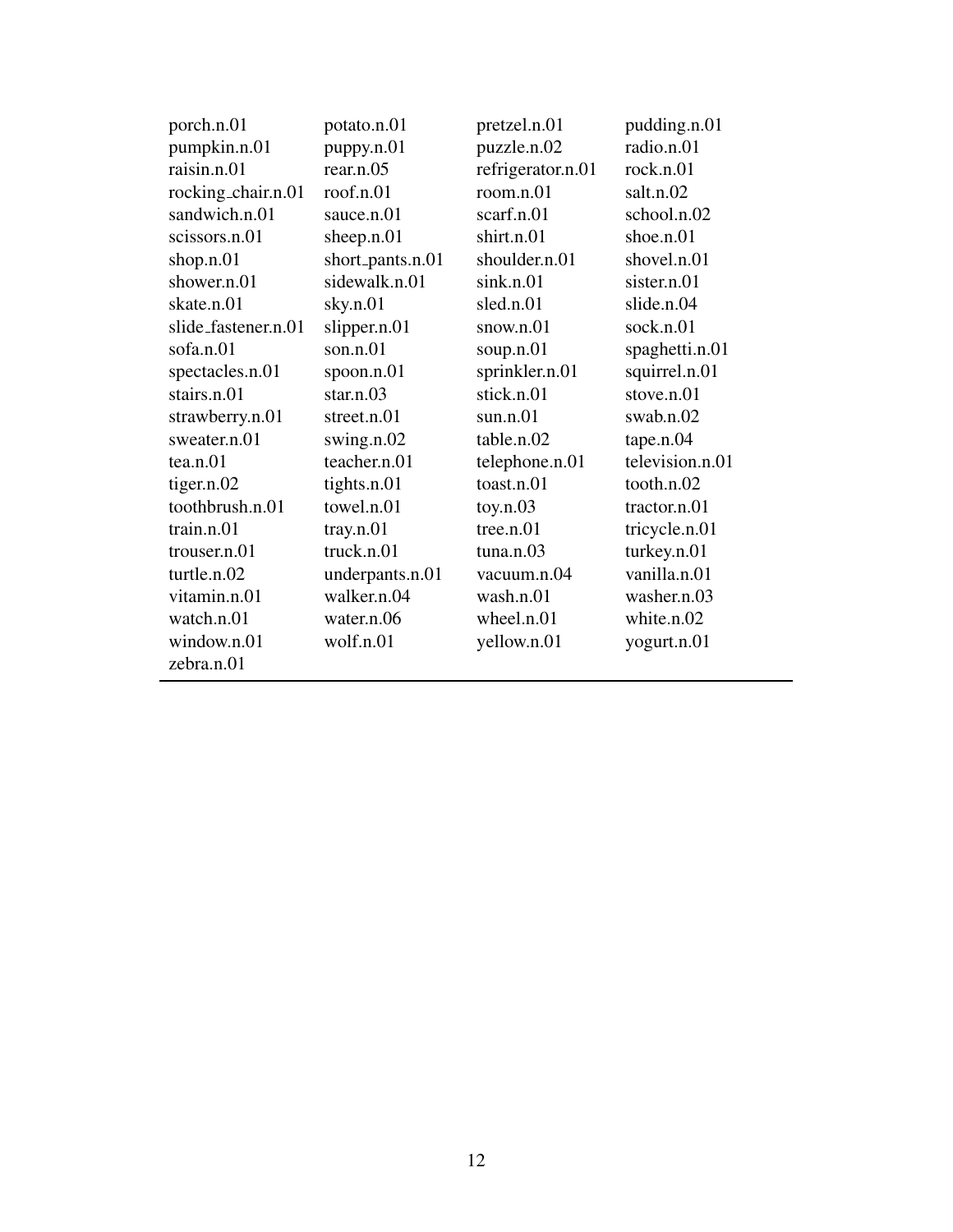| | | | |
|---|---|---|---|
| porch.n.01 | potato.n.01 | pretzel.n.01 | pudding.n.01 |
| pumpkin.n.01 | puppy.n.01 | puzzle.n.02 | radio.n.01 |
| raisin.n.01 | rear.n.05 | refrigerator.n.01 | rock.n.01 |
| rocking_chair.n.01 | roof.n.01 | room.n.01 | salt.n.02 |
| sandwich.n.01 | sauce.n.01 | scarf.n.01 | school.n.02 |
| scissors.n.01 | sheep.n.01 | shirt.n.01 | shoe.n.01 |
| shop.n.01 | short_pants.n.01 | shoulder.n.01 | shovel.n.01 |
| shower.n.01 | sidewalk.n.01 | sink.n.01 | sister.n.01 |
| skate.n.01 | sky.n.01 | sled.n.01 | slide.n.04 |
| slide_fastener.n.01 | slipper.n.01 | snow.n.01 | sock.n.01 |
| sofa.n.01 | son.n.01 | soup.n.01 | spaghetti.n.01 |
| spectacles.n.01 | spoon.n.01 | sprinkler.n.01 | squirrel.n.01 |
| stairs.n.01 | star.n.03 | stick.n.01 | stove.n.01 |
| strawberry.n.01 | street.n.01 | sun.n.01 | swab.n.02 |
| sweater.n.01 | swing.n.02 | table.n.02 | tape.n.04 |
| tea.n.01 | teacher.n.01 | telephone.n.01 | television.n.01 |
| tiger.n.02 | tights.n.01 | toast.n.01 | tooth.n.02 |
| toothbrush.n.01 | towel.n.01 | toy.n.03 | tractor.n.01 |
| train.n.01 | tray.n.01 | tree.n.01 | tricycle.n.01 |
| trouser.n.01 | truck.n.01 | tuna.n.03 | turkey.n.01 |
| turtle.n.02 | underpants.n.01 | vacuum.n.04 | vanilla.n.01 |
| vitamin.n.01 | walker.n.04 | wash.n.01 | washer.n.03 |
| watch.n.01 | water.n.06 | wheel.n.01 | white.n.02 |
| window.n.01 | wolf.n.01 | yellow.n.01 | yogurt.n.01 |
| zebra.n.01 | | | |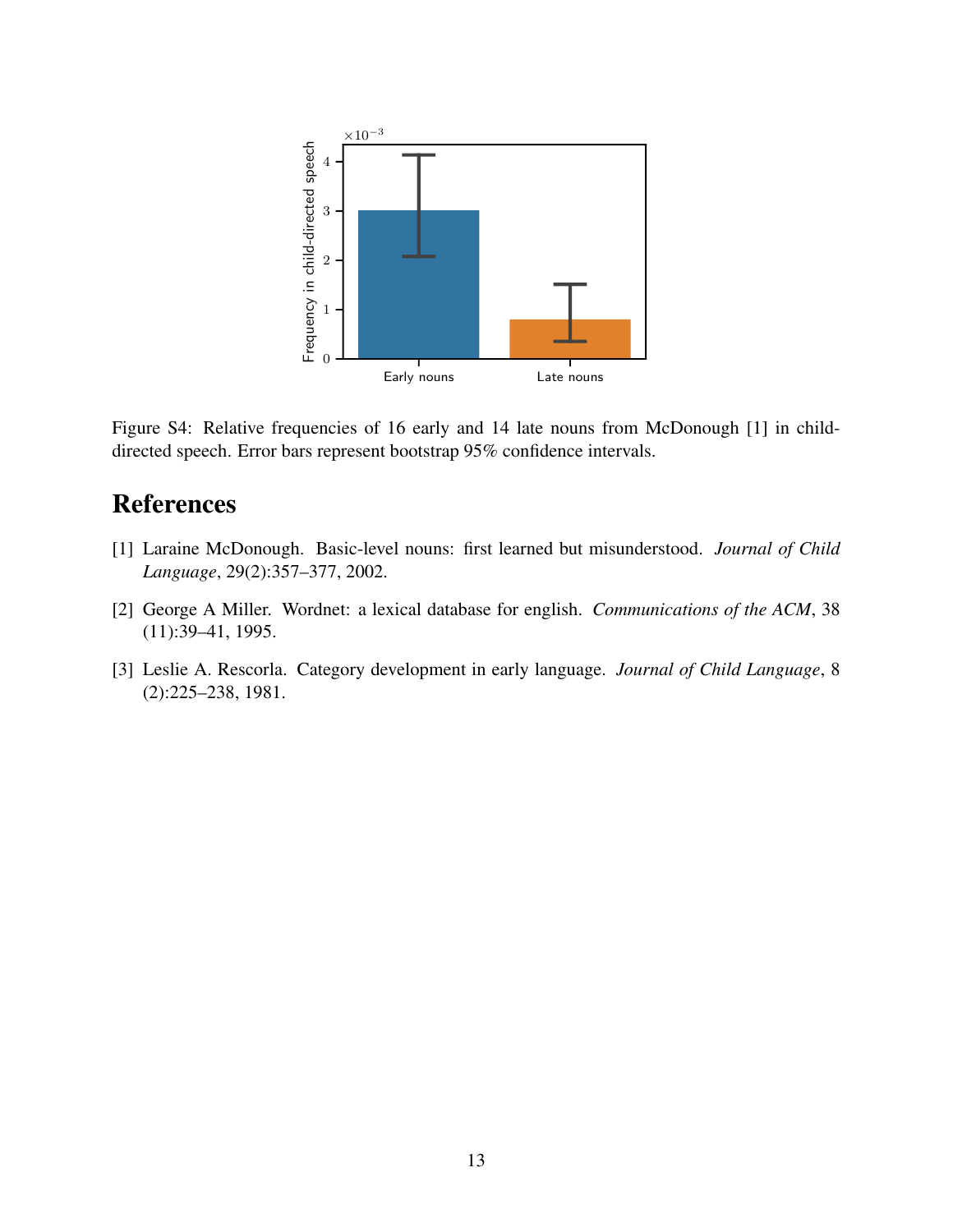$\times 10^{-3}$

Frequency in child-directed speech

4

3

2

1

0

Early nouns

Late nouns

Figure S4: Relative frequencies of 16 early and 14 late nouns from McDonough [1] in child-directed speech. Error bars represent bootstrap 95% confidence intervals.

# References

[1] Laraine McDonough. Basic-level nouns: first learned but misunderstood. *Journal of Child Language*, 29(2):357–377, 2002.

[2] George A Miller. Wordnet: a lexical database for english. *Communications of the ACM*, 38 (11):39–41, 1995.

[3] Leslie A. Rescorla. Category development in early language. *Journal of Child Language*, 8 (2):225–238, 1981.